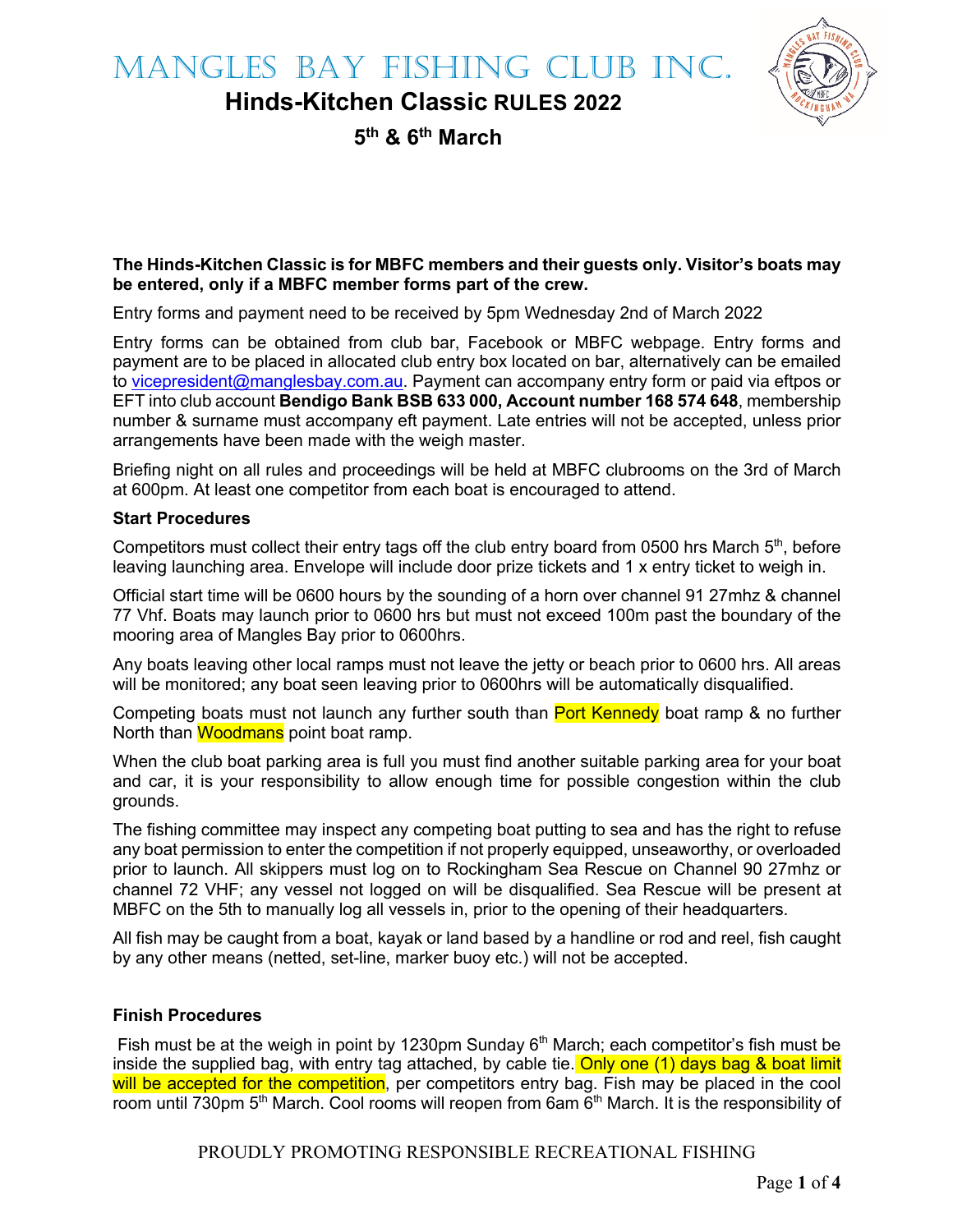# MANGLES BAY FISHING CLUB INC.

## Hinds-Kitchen Classic RULES 2022

### 5th & 6th March

**The Hinds-Kitchen Classic is for MBFC members and their guests only. Visitor's boats may be entered, only if a MBFC member forms part of the crew.**

Entry forms and payment need to be received by 5pm Wednesday 2nd of March 2022

Entry forms can be obtained from club bar, Facebook or MBFC webpage. Entry forms and payment are to be placed in allocated club entry box located on bar, alternatively can be emailed to vicepresident@manglesbay.com.au. Payment can accompany entry form or paid via eftpos or EFT into club account **Bendigo Bank BSB 633 000, Account number 168 574 648**, membership number & surname must accompany eft payment. Late entries will not be accepted, unless prior arrangements have been made with the weigh master.

Briefing night on all rules and proceedings will be held at MBFC clubrooms on the 3rd of March at 600pm. At least one competitor from each boat is encouraged to attend.

**Start Procedures**

Competitors must collect their entry tags off the club entry board from 0500 hrs March 5th, before leaving launching area. Envelope will include door prize tickets and 1 x entry ticket to weigh in.

Official start time will be 0600 hours by the sounding of a horn over channel 91 27mhz & channel 77 Vhf. Boats may launch prior to 0600 hrs but must not exceed 100m past the boundary of the mooring area of Mangles Bay prior to 0600hrs.

Any boats leaving other local ramps must not leave the jetty or beach prior to 0600 hrs. All areas will be monitored; any boat seen leaving prior to 0600hrs will be automatically disqualified.

Competing boats must not launch any further south than Port Kennedy boat ramp & no further North than Woodmans point boat ramp.

When the club boat parking area is full you must find another suitable parking area for your boat and car, it is your responsibility to allow enough time for possible congestion within the club grounds.

The fishing committee may inspect any competing boat putting to sea and has the right to refuse any boat permission to enter the competition if not properly equipped, unseaworthy, or overloaded prior to launch. All skippers must log on to Rockingham Sea Rescue on Channel 90 27mhz or channel 72 VHF; any vessel not logged on will be disqualified. Sea Rescue will be present at MBFC on the 5th to manually log all vessels in, prior to the opening of their headquarters.

All fish may be caught from a boat, kayak or land based by a handline or rod and reel, fish caught by any other means (netted, set-line, marker buoy etc.) will not be accepted.

**Finish Procedures**

Fish must be at the weigh in point by 1230pm Sunday 6th March; each competitor's fish must be inside the supplied bag, with entry tag attached, by cable tie. Only one (1) days bag & boat limit will be accepted for the competition, per competitors entry bag. Fish may be placed in the cool room until 730pm 5th March. Cool rooms will reopen from 6am 6th March. It is the responsibility of

PROUDLY PROMOTING RESPONSIBLE RECREATIONAL FISHING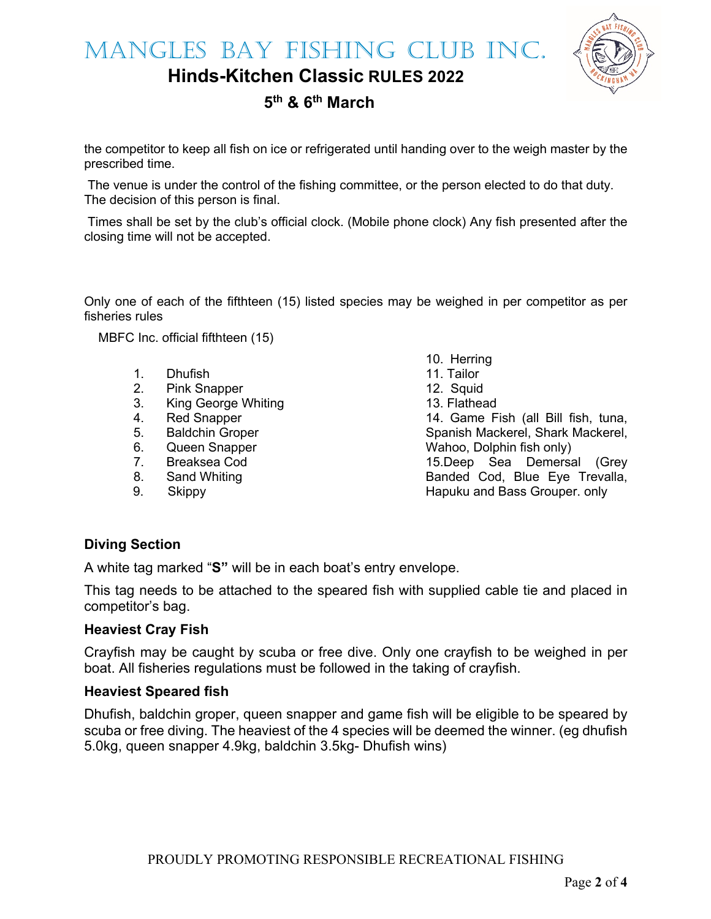the competitor to keep all fish on ice or refrigerated until handing over to the weigh master by the prescribed time.

The venue is under the control of the fishing committee, or the person elected to do that duty. The decision of this person is final.

Times shall be set by the club's official clock. (Mobile phone clock) Any fish presented after the closing time will not be accepted.

Only one of each of the fifthteen (15) listed species may be weighed in per competitor as per fisheries rules

MBFC Inc. official fifthteen (15)

1. Dhufish
2. Pink Snapper
3. King George Whiting
4. Red Snapper
5. Baldchin Groper
6. Queen Snapper
7. Breaksea Cod
8. Sand Whiting
9. Skippy
10. Herring
11. Tailor
12. Squid
13. Flathead
14. Game Fish (all Bill fish, tuna, Spanish Mackerel, Shark Mackerel, Wahoo, Dolphin fish only)
15. Deep Sea Demersal (Grey Banded Cod, Blue Eye Trevalla, Hapuku and Bass Grouper. only

### Diving Section

A white tag marked "**S"** will be in each boat's entry envelope.

This tag needs to be attached to the speared fish with supplied cable tie and placed in competitor's bag.

### Heaviest Cray Fish

Crayfish may be caught by scuba or free dive. Only one crayfish to be weighed in per boat. All fisheries regulations must be followed in the taking of crayfish.

### Heaviest Speared fish

Dhufish, baldchin groper, queen snapper and game fish will be eligible to be speared by scuba or free diving. The heaviest of the 4 species will be deemed the winner. (eg dhufish 5.0kg, queen snapper 4.9kg, baldchin 3.5kg- Dhufish wins)

PROUDLY PROMOTING RESPONSIBLE RECREATIONAL FISHING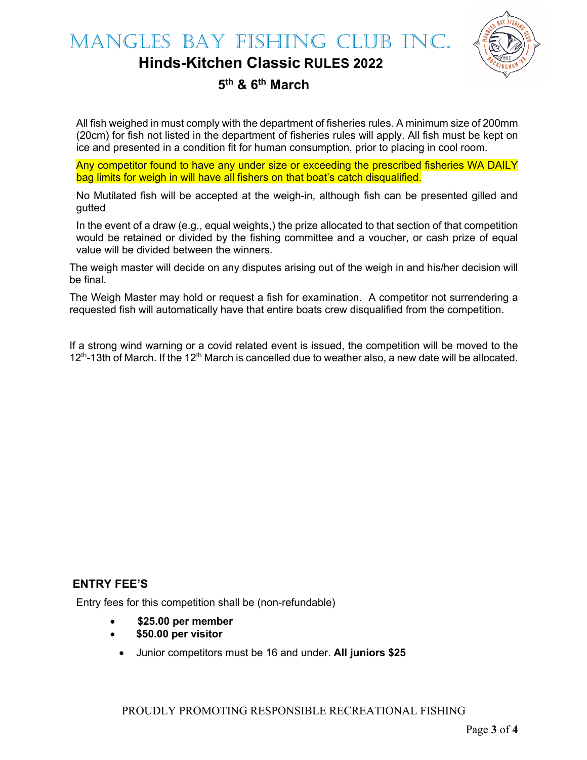# Mangles Bay Fishing Club Inc.

## Hinds-Kitchen Classic RULES 2022

### 5th & 6th March

All fish weighed in must comply with the department of fisheries rules. A minimum size of 200mm (20cm) for fish not listed in the department of fisheries rules will apply. All fish must be kept on ice and presented in a condition fit for human consumption, prior to placing in cool room.

Any competitor found to have any under size or exceeding the prescribed fisheries WA DAILY bag limits for weigh in will have all fishers on that boat's catch disqualified.

No Mutilated fish will be accepted at the weigh-in, although fish can be presented gilled and gutted

In the event of a draw (e.g., equal weights,) the prize allocated to that section of that competition would be retained or divided by the fishing committee and a voucher, or cash prize of equal value will be divided between the winners.

The weigh master will decide on any disputes arising out of the weigh in and his/her decision will be final.

The Weigh Master may hold or request a fish for examination. A competitor not surrendering a requested fish will automatically have that entire boats crew disqualified from the competition.

If a strong wind warning or a covid related event is issued, the competition will be moved to the 12th-13th of March. If the 12th March is cancelled due to weather also, a new date will be allocated.

**ENTRY FEE'S**

Entry fees for this competition shall be (non-refundable)

- **$25.00 per member**
- **$50.00 per visitor**
- Junior competitors must be 16 and under. **All juniors $25**

PROUDLY PROMOTING RESPONSIBLE RECREATIONAL FISHING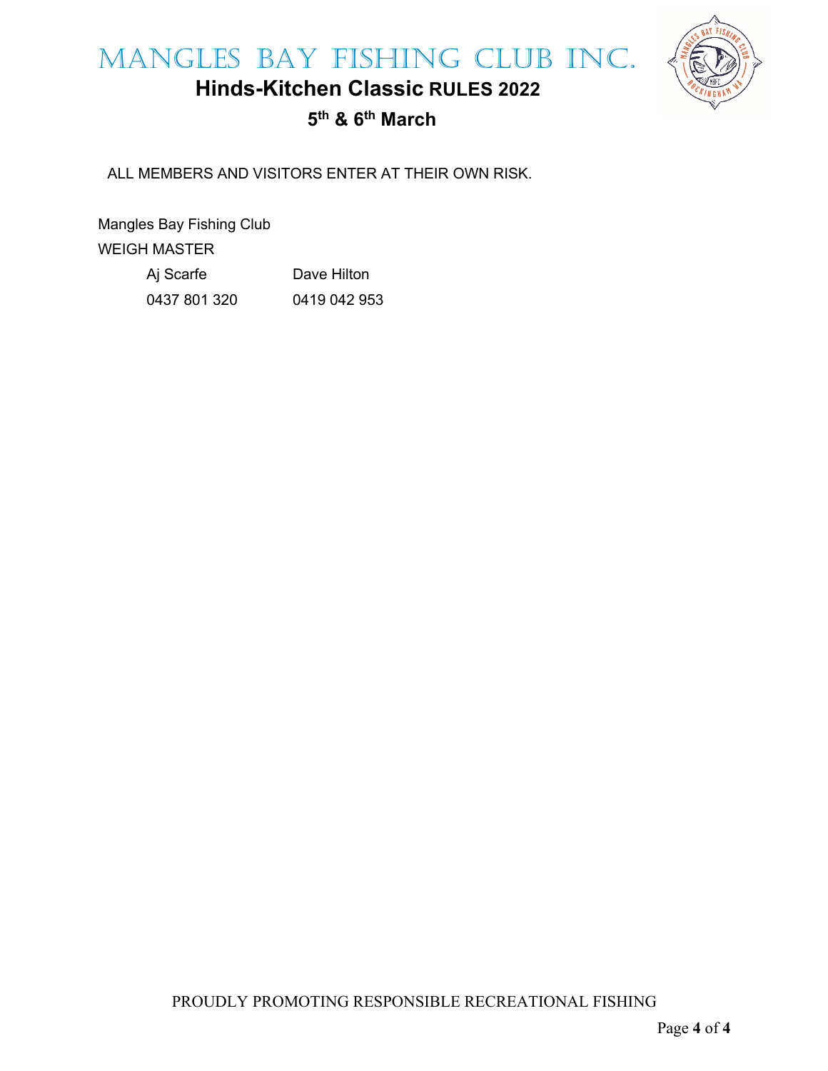# Mangles Bay Fishing Club Inc.

## Hinds-Kitchen Classic RULES 2022

### 5th & 6th March

ALL MEMBERS AND VISITORS ENTER AT THEIR OWN RISK.

Mangles Bay Fishing Club

WEIGH MASTER

| | |
|---|---|
| Aj Scarfe | Dave Hilton |
| 0437 801 320 | 0419 042 953 |

PROUDLY PROMOTING RESPONSIBLE RECREATIONAL FISHING